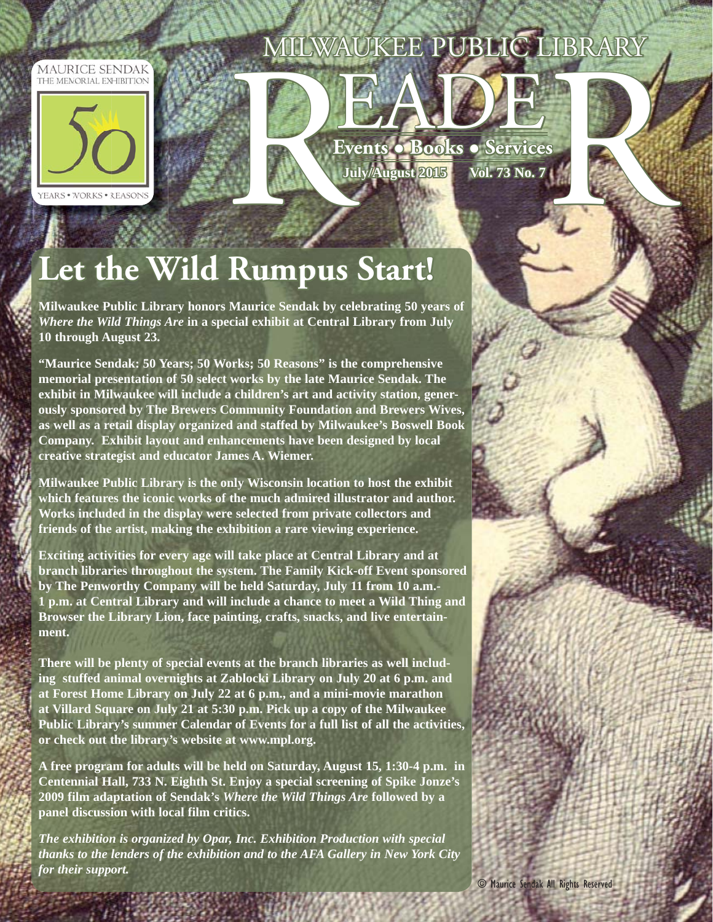MILWAUKEE PUBLIC LIBRARY

# READER

**Events • Books • Services**

**July/August 2015 Vol. 73 No. 7**

MAURICE SENDAK
THE MEMORIAL EXHIBITION

50

YEARS • WORKS • REASONS

# Let the Wild Rumpus Start!

**Milwaukee Public Library honors Maurice Sendak by celebrating 50 years of *Where the Wild Things Are* in a special exhibit at Central Library from July 10 through August 23.**

**"Maurice Sendak: 50 Years; 50 Works; 50 Reasons" is the comprehensive memorial presentation of 50 select works by the late Maurice Sendak. The exhibit in Milwaukee will include a children's art and activity station, generously sponsored by The Brewers Community Foundation and Brewers Wives, as well as a retail display organized and staffed by Milwaukee's Boswell Book Company. Exhibit layout and enhancements have been designed by local creative strategist and educator James A. Wiemer.**

**Milwaukee Public Library is the only Wisconsin location to host the exhibit which features the iconic works of the much admired illustrator and author. Works included in the display were selected from private collectors and friends of the artist, making the exhibition a rare viewing experience.**

**Exciting activities for every age will take place at Central Library and at branch libraries throughout the system. The Family Kick-off Event sponsored by The Penworthy Company will be held Saturday, July 11 from 10 a.m.-1 p.m. at Central Library and will include a chance to meet a Wild Thing and Browser the Library Lion, face painting, crafts, snacks, and live entertainment.**

**There will be plenty of special events at the branch libraries as well including stuffed animal overnights at Zablocki Library on July 20 at 6 p.m. and at Forest Home Library on July 22 at 6 p.m., and a mini-movie marathon at Villard Square on July 21 at 5:30 p.m. Pick up a copy of the Milwaukee Public Library's summer Calendar of Events for a full list of all the activities, or check out the library's website at www.mpl.org.**

**A free program for adults will be held on Saturday, August 15, 1:30-4 p.m. in Centennial Hall, 733 N. Eighth St. Enjoy a special screening of Spike Jonze's 2009 film adaptation of Sendak's *Where the Wild Things Are* followed by a panel discussion with local film critics.**

***The exhibition is organized by Opar, Inc. Exhibition Production with special thanks to the lenders of the exhibition and to the AFA Gallery in New York City for their support.***

© Maurice Sendak All Rights Reserved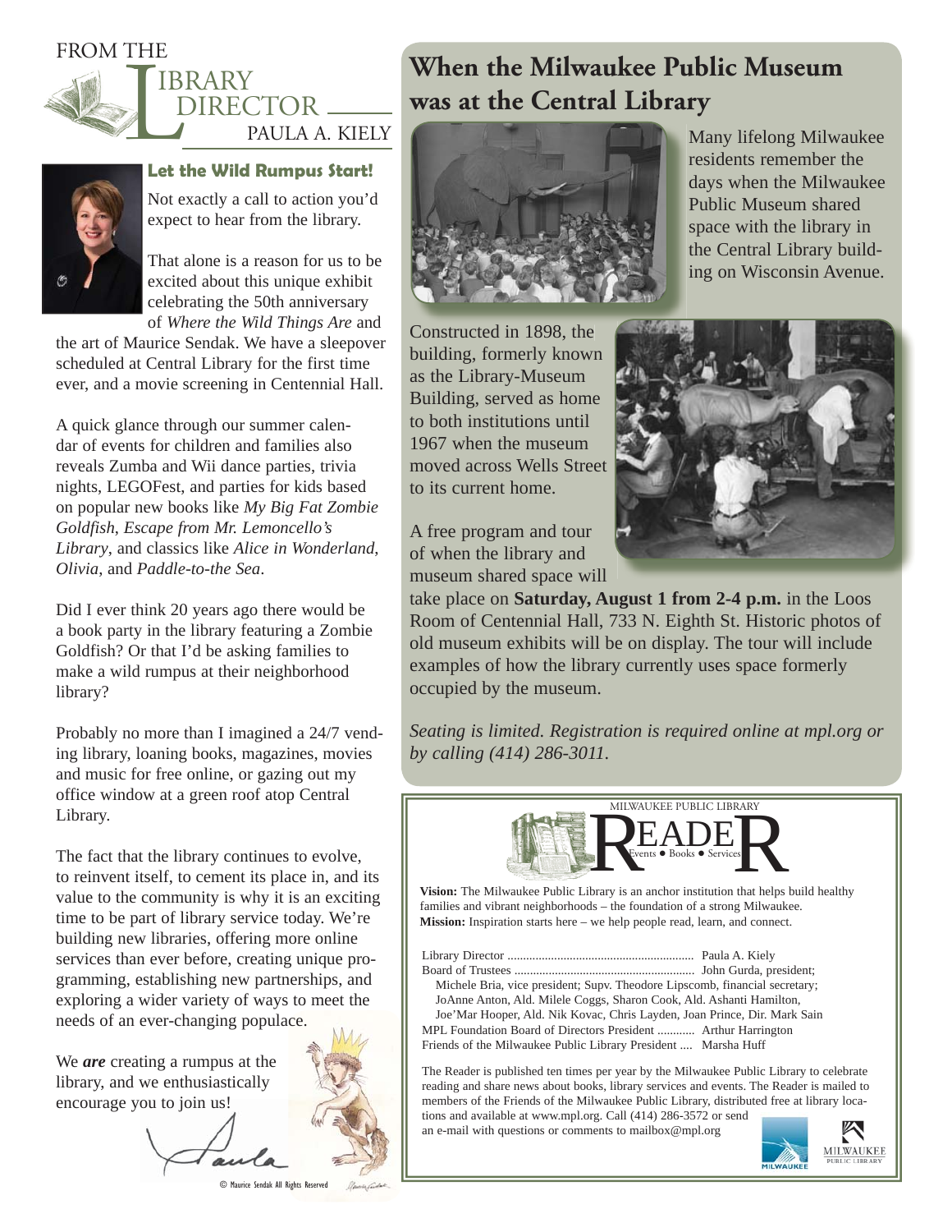# FROM THE LIBRARY DIRECTOR

PAULA A. KIELY

### Let the Wild Rumpus Start!

Not exactly a call to action you'd expect to hear from the library.

That alone is a reason for us to be excited about this unique exhibit celebrating the 50th anniversary of *Where the Wild Things Are* and the art of Maurice Sendak. We have a sleepover scheduled at Central Library for the first time ever, and a movie screening in Centennial Hall.

A quick glance through our summer calendar of events for children and families also reveals Zumba and Wii dance parties, trivia nights, LEGOFest, and parties for kids based on popular new books like *My Big Fat Zombie Goldfish*, *Escape from Mr. Lemoncello's Library*, and classics like *Alice in Wonderland*, *Olivia*, and *Paddle-to-the Sea*.

Did I ever think 20 years ago there would be a book party in the library featuring a Zombie Goldfish? Or that I'd be asking families to make a wild rumpus at their neighborhood library?

Probably no more than I imagined a 24/7 vending library, loaning books, magazines, movies and music for free online, or gazing out my office window at a green roof atop Central Library.

The fact that the library continues to evolve, to reinvent itself, to cement its place in, and its value to the community is why it is an exciting time to be part of library service today. We're building new libraries, offering more online services than ever before, creating unique programming, establishing new partnerships, and exploring a wider variety of ways to meet the needs of an ever-changing populace.

We ***are*** creating a rumpus at the library, and we enthusiastically encourage you to join us!

Paula

© Maurice Sendak All Rights Reserved

# When the Milwaukee Public Museum was at the Central Library

Many lifelong Milwaukee residents remember the days when the Milwaukee Public Museum shared space with the library in the Central Library building on Wisconsin Avenue.

Constructed in 1898, the building, formerly known as the Library-Museum Building, served as home to both institutions until 1967 when the museum moved across Wells Street to its current home.

A free program and tour of when the library and museum shared space will take place on **Saturday, August 1 from 2-4 p.m.** in the Loos Room of Centennial Hall, 733 N. Eighth St. Historic photos of old museum exhibits will be on display. The tour will include examples of how the library currently uses space formerly occupied by the museum.

*Seating is limited. Registration is required online at mpl.org or by calling (414) 286-3011.*

---

MILWAUKEE PUBLIC LIBRARY

# READER

Events • Books • Services

**Vision:** The Milwaukee Public Library is an anchor institution that helps build healthy families and vibrant neighborhoods – the foundation of a strong Milwaukee.
**Mission:** Inspiration starts here – we help people read, learn, and connect.

Library Director .................................................. Paula A. Kiely
Board of Trustees .................................................. John Gurda, president;
Michele Bria, vice president; Supv. Theodore Lipscomb, financial secretary; JoAnne Anton, Ald. Milele Coggs, Sharon Cook, Ald. Ashanti Hamilton, Joe'Mar Hooper, Ald. Nik Kovac, Chris Layden, Joan Prince, Dir. Mark Sain
MPL Foundation Board of Directors President ............ Arthur Harrington
Friends of the Milwaukee Public Library President .... Marsha Huff

The Reader is published ten times per year by the Milwaukee Public Library to celebrate reading and share news about books, library services and events. The Reader is mailed to members of the Friends of the Milwaukee Public Library, distributed free at library locations and available at www.mpl.org. Call (414) 286-3572 or send an e-mail with questions or comments to mailbox@mpl.org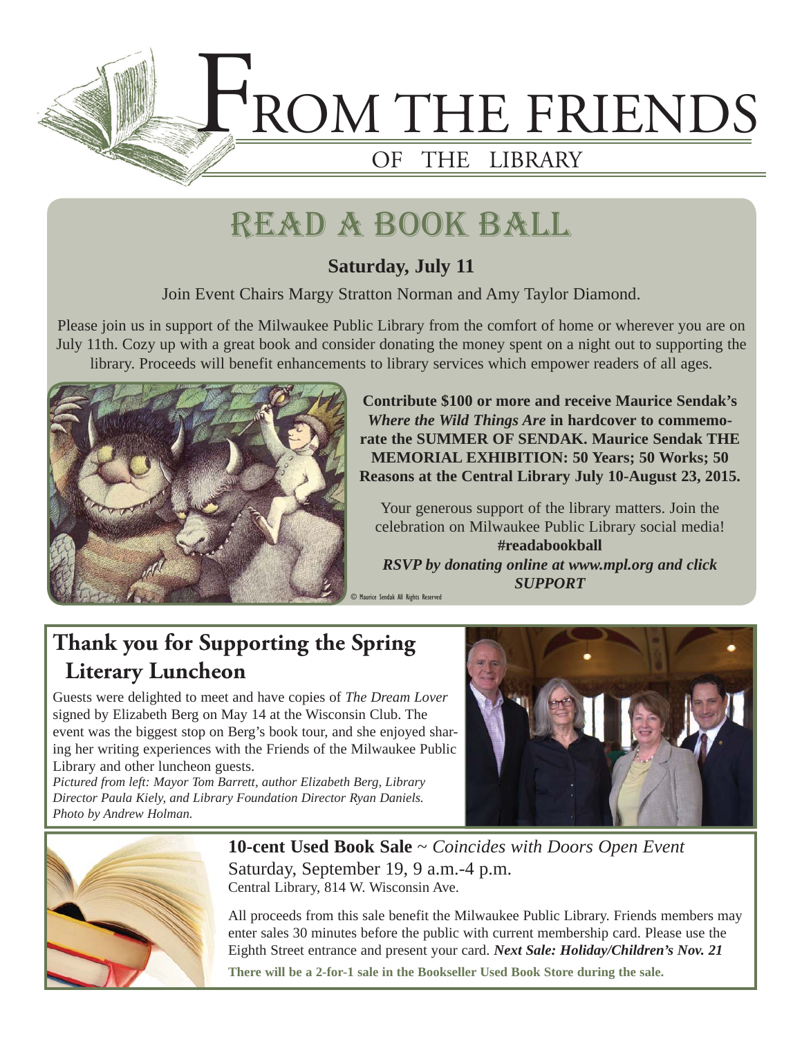# FROM THE FRIENDS

## OF THE LIBRARY

# READ A BOOK BALL

**Saturday, July 11**

Join Event Chairs Margy Stratton Norman and Amy Taylor Diamond.

Please join us in support of the Milwaukee Public Library from the comfort of home or wherever you are on July 11th. Cozy up with a great book and consider donating the money spent on a night out to supporting the library. Proceeds will benefit enhancements to library services which empower readers of all ages.

© Maurice Sendak All Rights Reserved

**Contribute $100 or more and receive Maurice Sendak's *Where the Wild Things Are* in hardcover to commemorate the SUMMER OF SENDAK. Maurice Sendak THE MEMORIAL EXHIBITION: 50 Years; 50 Works; 50 Reasons at the Central Library July 10-August 23, 2015.**

Your generous support of the library matters. Join the celebration on Milwaukee Public Library social media! **#readabookball**

***RSVP by donating online at www.mpl.org and click SUPPORT***

## Thank you for Supporting the Spring Literary Luncheon

Guests were delighted to meet and have copies of *The Dream Lover* signed by Elizabeth Berg on May 14 at the Wisconsin Club. The event was the biggest stop on Berg's book tour, and she enjoyed sharing her writing experiences with the Friends of the Milwaukee Public Library and other luncheon guests.

*Pictured from left: Mayor Tom Barrett, author Elizabeth Berg, Library Director Paula Kiely, and Library Foundation Director Ryan Daniels. Photo by Andrew Holman.*

**10-cent Used Book Sale** ~ *Coincides with Doors Open Event*

Saturday, September 19, 9 a.m.-4 p.m.

Central Library, 814 W. Wisconsin Ave.

All proceeds from this sale benefit the Milwaukee Public Library. Friends members may enter sales 30 minutes before the public with current membership card. Please use the Eighth Street entrance and present your card. ***Next Sale: Holiday/Children's Nov. 21***

**There will be a 2-for-1 sale in the Bookseller Used Book Store during the sale.**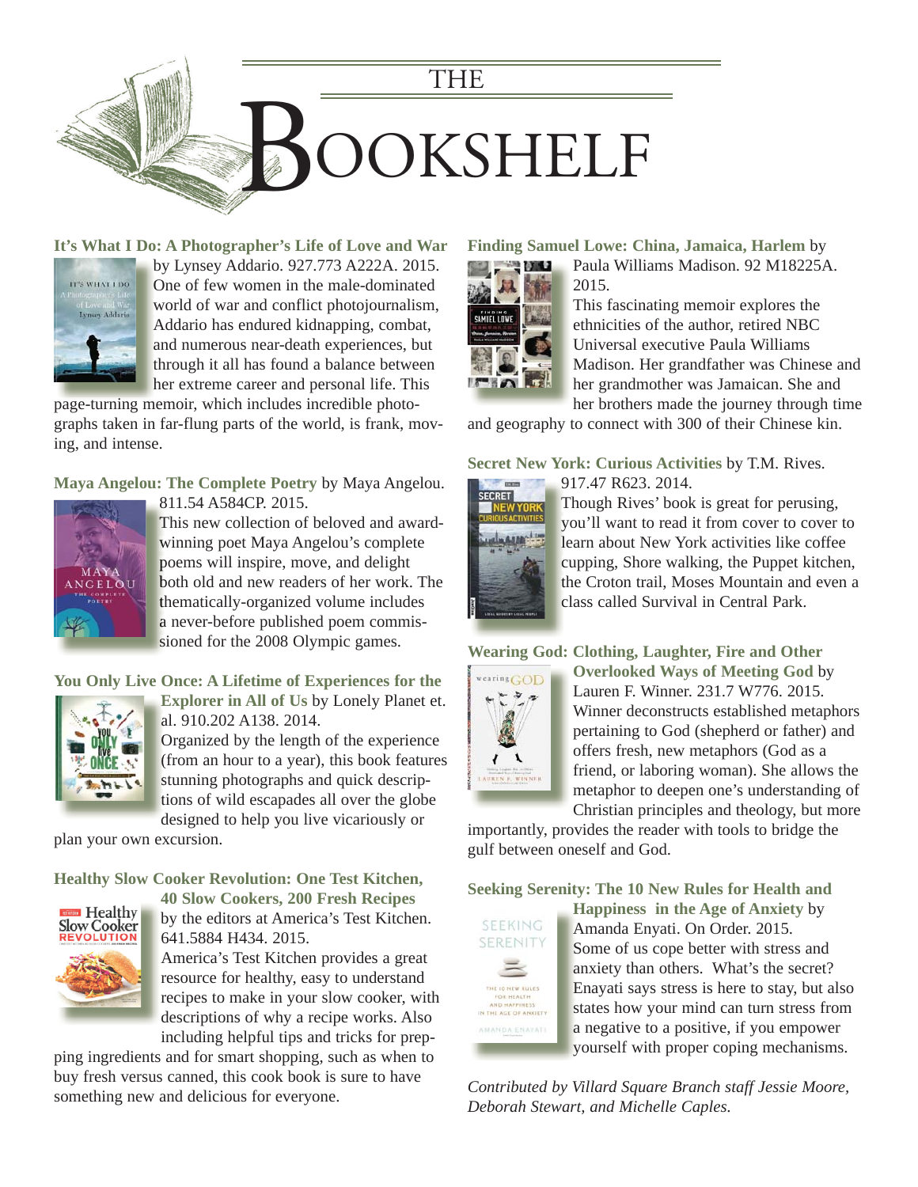# THE BOOKSHELF

**It's What I Do: A Photographer's Life of Love and War** by Lynsey Addario. 927.773 A222A. 2015.
One of few women in the male-dominated world of war and conflict photojournalism, Addario has endured kidnapping, combat, and numerous near-death experiences, but through it all has found a balance between her extreme career and personal life. This page-turning memoir, which includes incredible photographs taken in far-flung parts of the world, is frank, moving, and intense.

**Maya Angelou: The Complete Poetry** by Maya Angelou. 811.54 A584CP. 2015.
This new collection of beloved and award-winning poet Maya Angelou's complete poems will inspire, move, and delight both old and new readers of her work. The thematically-organized volume includes a never-before published poem commissioned for the 2008 Olympic games.

**You Only Live Once: A Lifetime of Experiences for the Explorer in All of Us** by Lonely Planet et. al. 910.202 A138. 2014.
Organized by the length of the experience (from an hour to a year), this book features stunning photographs and quick descriptions of wild escapades all over the globe designed to help you live vicariously or plan your own excursion.

**Healthy Slow Cooker Revolution: One Test Kitchen, 40 Slow Cookers, 200 Fresh Recipes** by the editors at America's Test Kitchen. 641.5884 H434. 2015.
America's Test Kitchen provides a great resource for healthy, easy to understand recipes to make in your slow cooker, with descriptions of why a recipe works. Also including helpful tips and tricks for prepping ingredients and for smart shopping, such as when to buy fresh versus canned, this cook book is sure to have something new and delicious for everyone.

**Finding Samuel Lowe: China, Jamaica, Harlem** by Paula Williams Madison. 92 M18225A. 2015.
This fascinating memoir explores the ethnicities of the author, retired NBC Universal executive Paula Williams Madison. Her grandfather was Chinese and her grandmother was Jamaican. She and her brothers made the journey through time and geography to connect with 300 of their Chinese kin.

**Secret New York: Curious Activities** by T.M. Rives. 917.47 R623. 2014.
Though Rives' book is great for perusing, you'll want to read it from cover to cover to learn about New York activities like coffee cupping, Shore walking, the Puppet kitchen, the Croton trail, Moses Mountain and even a class called Survival in Central Park.

**Wearing God: Clothing, Laughter, Fire and Other Overlooked Ways of Meeting God** by Lauren F. Winner. 231.7 W776. 2015.
Winner deconstructs established metaphors pertaining to God (shepherd or father) and offers fresh, new metaphors (God as a friend, or laboring woman). She allows the metaphor to deepen one's understanding of Christian principles and theology, but more importantly, provides the reader with tools to bridge the gulf between oneself and God.

**Seeking Serenity: The 10 New Rules for Health and Happiness in the Age of Anxiety** by Amanda Enyati. On Order. 2015.
Some of us cope better with stress and anxiety than others. What's the secret? Enayati says stress is here to stay, but also states how your mind can turn stress from a negative to a positive, if you empower yourself with proper coping mechanisms.

*Contributed by Villard Square Branch staff Jessie Moore, Deborah Stewart, and Michelle Caples.*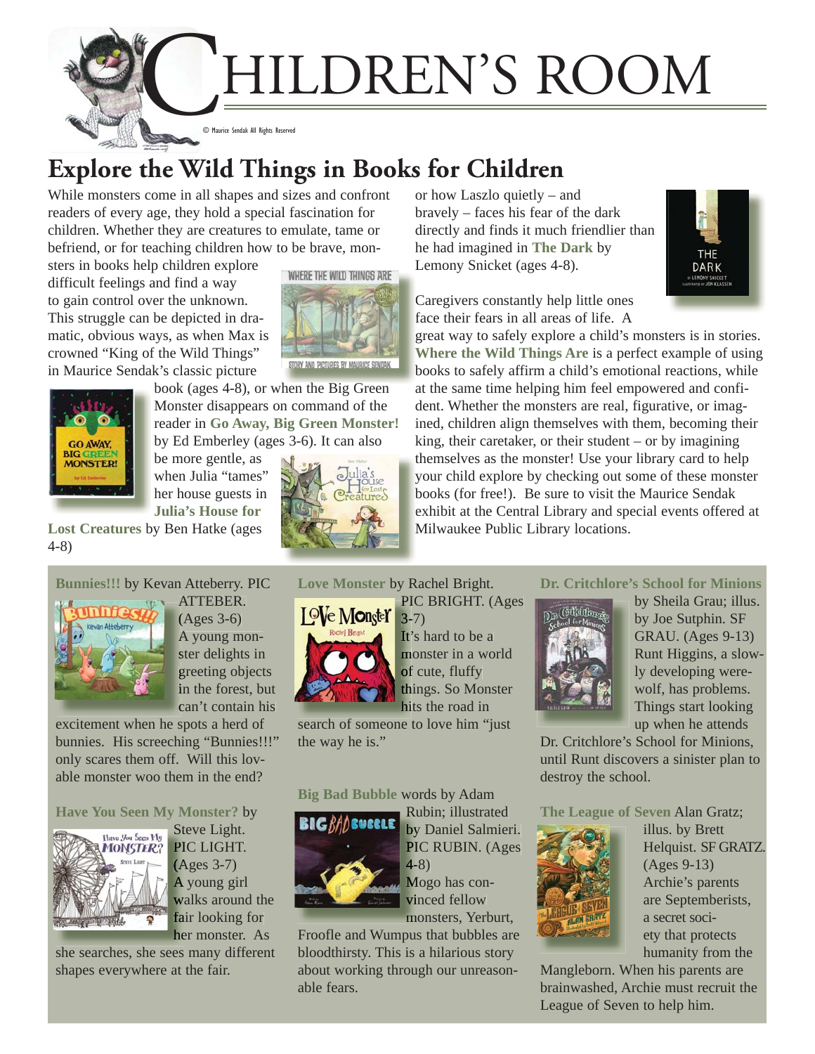# CHILDREN'S ROOM

© Maurice Sendak All Rights Reserved

## Explore the Wild Things in Books for Children

While monsters come in all shapes and sizes and confront readers of every age, they hold a special fascination for children. Whether they are creatures to emulate, tame or befriend, or for teaching children how to be brave, monsters in books help children explore difficult feelings and find a way to gain control over the unknown. This struggle can be depicted in dramatic, obvious ways, as when Max is crowned "King of the Wild Things" in Maurice Sendak's classic picture book (ages 4-8), or when the Big Green Monster disappears on command of the reader in **Go Away, Big Green Monster!** by Ed Emberley (ages 3-6). It can also be more gentle, as when Julia "tames" her house guests in **Julia's House for Lost Creatures** by Ben Hatke (ages 4-8) or how Laszlo quietly – and bravely – faces his fear of the dark directly and finds it much friendlier than he had imagined in **The Dark** by Lemony Snicket (ages 4-8).

Caregivers constantly help little ones face their fears in all areas of life. A great way to safely explore a child's monsters is in stories. **Where the Wild Things Are** is a perfect example of using books to safely affirm a child's emotional reactions, while at the same time helping him feel empowered and confident. Whether the monsters are real, figurative, or imagined, children align themselves with them, becoming their king, their caretaker, or their student – or by imagining themselves as the monster! Use your library card to help your child explore by checking out some of these monster books (for free!). Be sure to visit the Maurice Sendak exhibit at the Central Library and special events offered at Milwaukee Public Library locations.

**Bunnies!!!** by Kevan Atteberry. PIC ATTEBER. (Ages 3-6)
A young monster delights in greeting objects in the forest, but can't contain his excitement when he spots a herd of bunnies. His screeching "Bunnies!!!" only scares them off. Will this lovable monster woo them in the end?

**Have You Seen My Monster?** by Steve Light. PIC LIGHT. (Ages 3-7)
A young girl walks around the fair looking for her monster. As she searches, she sees many different shapes everywhere at the fair.

**Love Monster** by Rachel Bright. PIC BRIGHT. (Ages 3-7)
It's hard to be a monster in a world of cute, fluffy things. So Monster hits the road in search of someone to love him "just the way he is."

**Big Bad Bubble** words by Adam Rubin; illustrated by Daniel Salmieri. PIC RUBIN. (Ages 4-8)
Mogo has convinced fellow monsters, Yerburt, Froofle and Wumpus that bubbles are bloodthirsty. This is a hilarious story about working through our unreasonable fears.

**Dr. Critchlore's School for Minions** by Sheila Grau; illus. by Joe Sutphin. SF GRAU. (Ages 9-13)
Runt Higgins, a slowly developing werewolf, has problems. Things start looking up when he attends Dr. Critchlore's School for Minions, until Runt discovers a sinister plan to destroy the school.

**The League of Seven** Alan Gratz; illus. by Brett Helquist. SF GRATZ. (Ages 9-13)
Archie's parents are Septemberists, a secret society that protects humanity from the Mangleborn. When his parents are brainwashed, Archie must recruit the League of Seven to help him.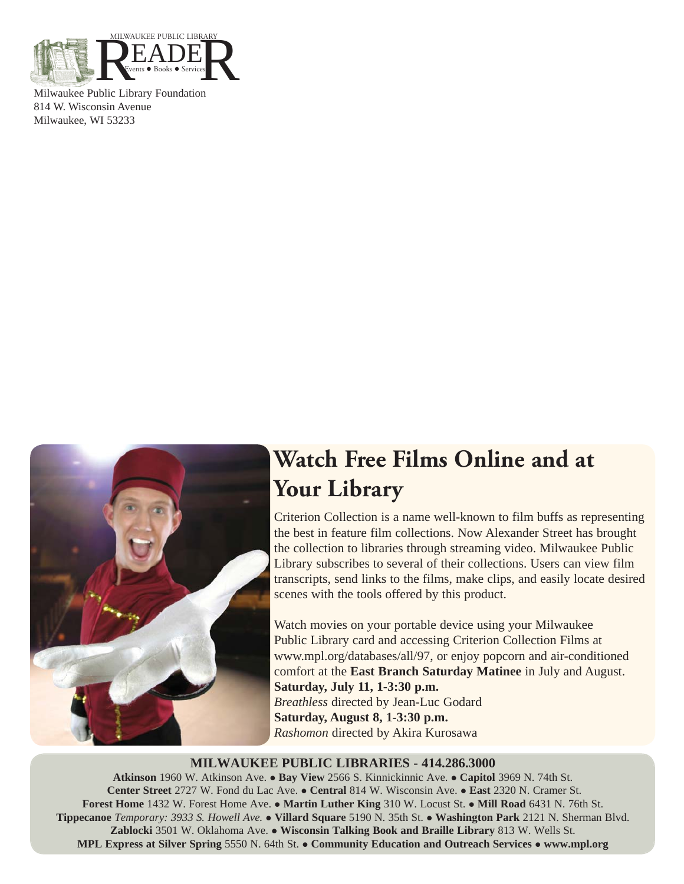MILWAUKEE PUBLIC LIBRARY

READER

Events ● Books ● Services

Milwaukee Public Library Foundation
814 W. Wisconsin Avenue
Milwaukee, WI 53233

# Watch Free Films Online and at Your Library

Criterion Collection is a name well-known to film buffs as representing the best in feature film collections. Now Alexander Street has brought the collection to libraries through streaming video. Milwaukee Public Library subscribes to several of their collections. Users can view film transcripts, send links to the films, make clips, and easily locate desired scenes with the tools offered by this product.

Watch movies on your portable device using your Milwaukee Public Library card and accessing Criterion Collection Films at www.mpl.org/databases/all/97, or enjoy popcorn and air-conditioned comfort at the **East Branch Saturday Matinee** in July and August.

**Saturday, July 11, 1-3:30 p.m.**
*Breathless* directed by Jean-Luc Godard

**Saturday, August 8, 1-3:30 p.m.**
*Rashomon* directed by Akira Kurosawa

**MILWAUKEE PUBLIC LIBRARIES - 414.286.3000**

**Atkinson** 1960 W. Atkinson Ave. ● **Bay View** 2566 S. Kinnickinnic Ave. ● **Capitol** 3969 N. 74th St.
**Center Street** 2727 W. Fond du Lac Ave. ● **Central** 814 W. Wisconsin Ave. ● **East** 2320 N. Cramer St.
**Forest Home** 1432 W. Forest Home Ave. ● **Martin Luther King** 310 W. Locust St. ● **Mill Road** 6431 N. 76th St.
**Tippecanoe** *Temporary: 3933 S. Howell Ave.* ● **Villard Square** 5190 N. 35th St. ● **Washington Park** 2121 N. Sherman Blvd.
**Zablocki** 3501 W. Oklahoma Ave. ● **Wisconsin Talking Book and Braille Library** 813 W. Wells St.
**MPL Express at Silver Spring** 5550 N. 64th St. ● **Community Education and Outreach Services** ● **www.mpl.org**